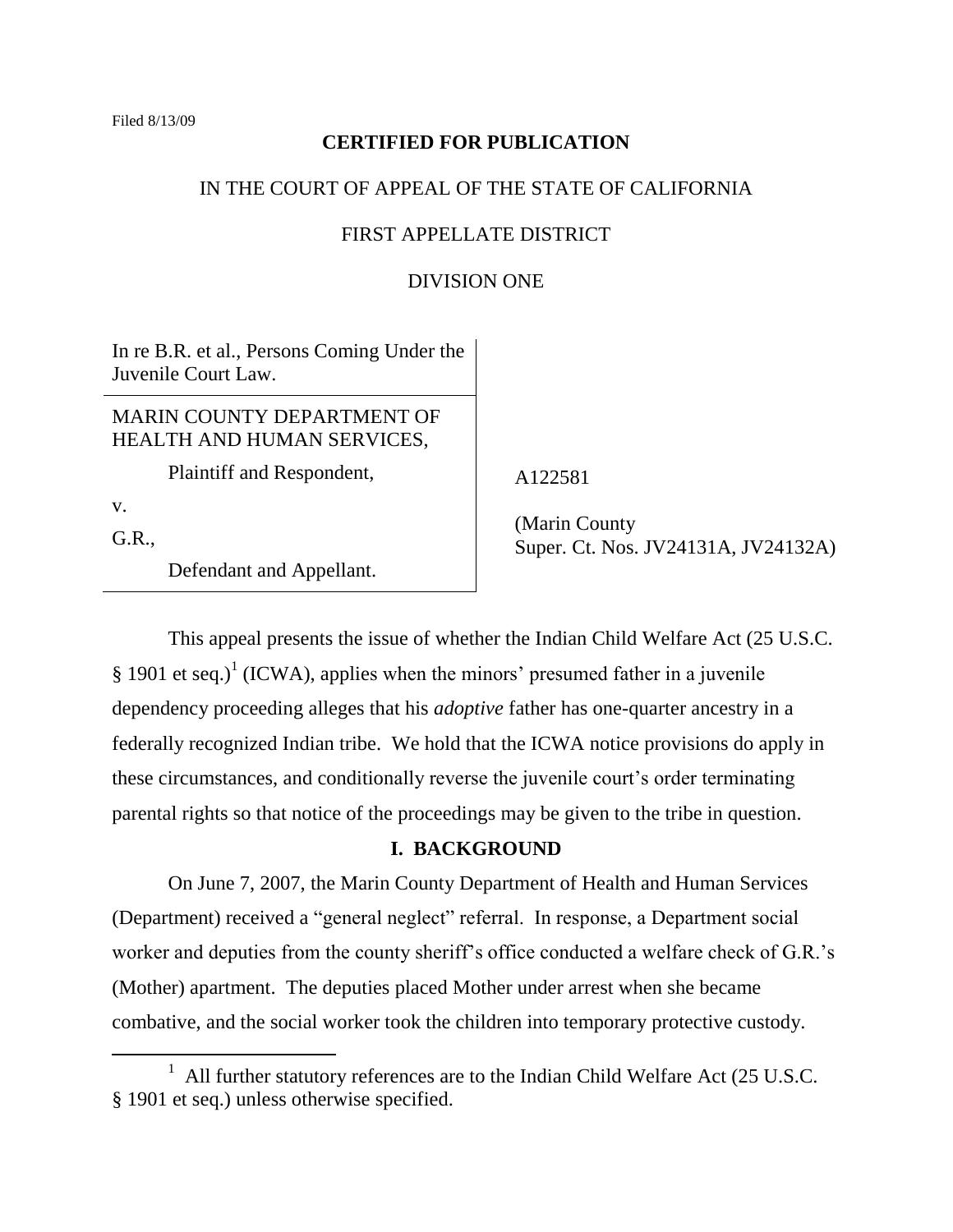Filed 8/13/09

**CERTIFIED FOR PUBLICATION**

IN THE COURT OF APPEAL OF THE STATE OF CALIFORNIA

FIRST APPELLATE DISTRICT

DIVISION ONE

In re B.R. et al., Persons Coming Under the Juvenile Court Law.

MARIN COUNTY DEPARTMENT OF HEALTH AND HUMAN SERVICES,

Plaintiff and Respondent,

v.

G.R.,

Defendant and Appellant.

A122581

(Marin County Super. Ct. Nos. JV24131A, JV24132A)

This appeal presents the issue of whether the Indian Child Welfare Act (25 U.S.C. § 1901 et seq.)[1] (ICWA), applies when the minors' presumed father in a juvenile dependency proceeding alleges that his *adoptive* father has one-quarter ancestry in a federally recognized Indian tribe. We hold that the ICWA notice provisions do apply in these circumstances, and conditionally reverse the juvenile court's order terminating parental rights so that notice of the proceedings may be given to the tribe in question.

## I. BACKGROUND

On June 7, 2007, the Marin County Department of Health and Human Services (Department) received a "general neglect" referral. In response, a Department social worker and deputies from the county sheriff's office conducted a welfare check of G.R.'s (Mother) apartment. The deputies placed Mother under arrest when she became combative, and the social worker took the children into temporary protective custody.

[1] All further statutory references are to the Indian Child Welfare Act (25 U.S.C. § 1901 et seq.) unless otherwise specified.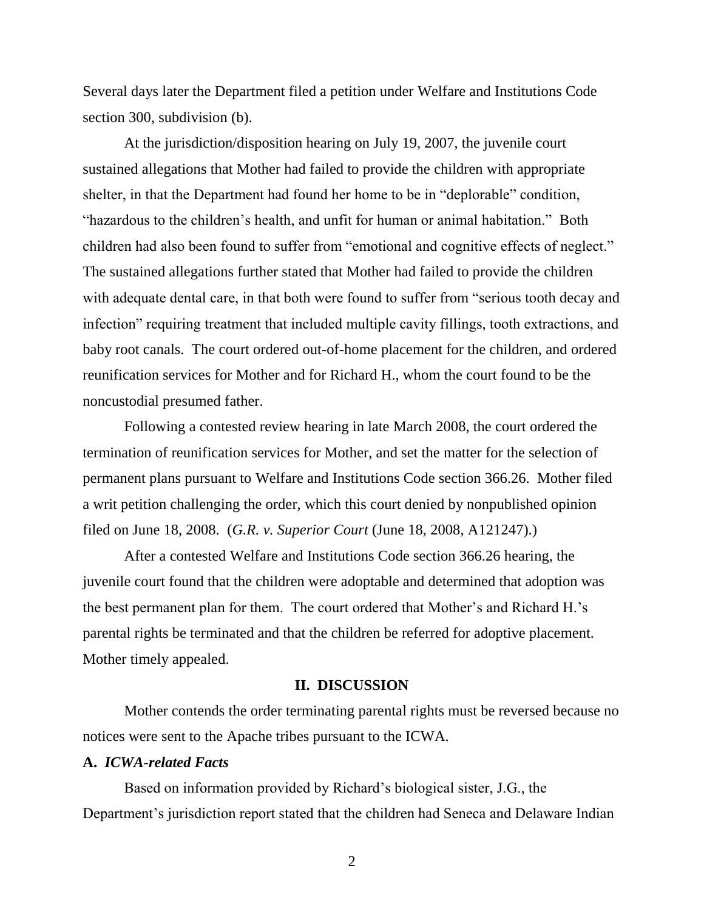Several days later the Department filed a petition under Welfare and Institutions Code section 300, subdivision (b).

At the jurisdiction/disposition hearing on July 19, 2007, the juvenile court sustained allegations that Mother had failed to provide the children with appropriate shelter, in that the Department had found her home to be in "deplorable" condition, "hazardous to the children's health, and unfit for human or animal habitation." Both children had also been found to suffer from "emotional and cognitive effects of neglect." The sustained allegations further stated that Mother had failed to provide the children with adequate dental care, in that both were found to suffer from "serious tooth decay and infection" requiring treatment that included multiple cavity fillings, tooth extractions, and baby root canals. The court ordered out-of-home placement for the children, and ordered reunification services for Mother and for Richard H., whom the court found to be the noncustodial presumed father.

Following a contested review hearing in late March 2008, the court ordered the termination of reunification services for Mother, and set the matter for the selection of permanent plans pursuant to Welfare and Institutions Code section 366.26. Mother filed a writ petition challenging the order, which this court denied by nonpublished opinion filed on June 18, 2008. (*G.R. v. Superior Court* (June 18, 2008, A121247).)

After a contested Welfare and Institutions Code section 366.26 hearing, the juvenile court found that the children were adoptable and determined that adoption was the best permanent plan for them. The court ordered that Mother's and Richard H.'s parental rights be terminated and that the children be referred for adoptive placement. Mother timely appealed.

## II. DISCUSSION

Mother contends the order terminating parental rights must be reversed because no notices were sent to the Apache tribes pursuant to the ICWA.

### A. *ICWA-related Facts*

Based on information provided by Richard's biological sister, J.G., the Department's jurisdiction report stated that the children had Seneca and Delaware Indian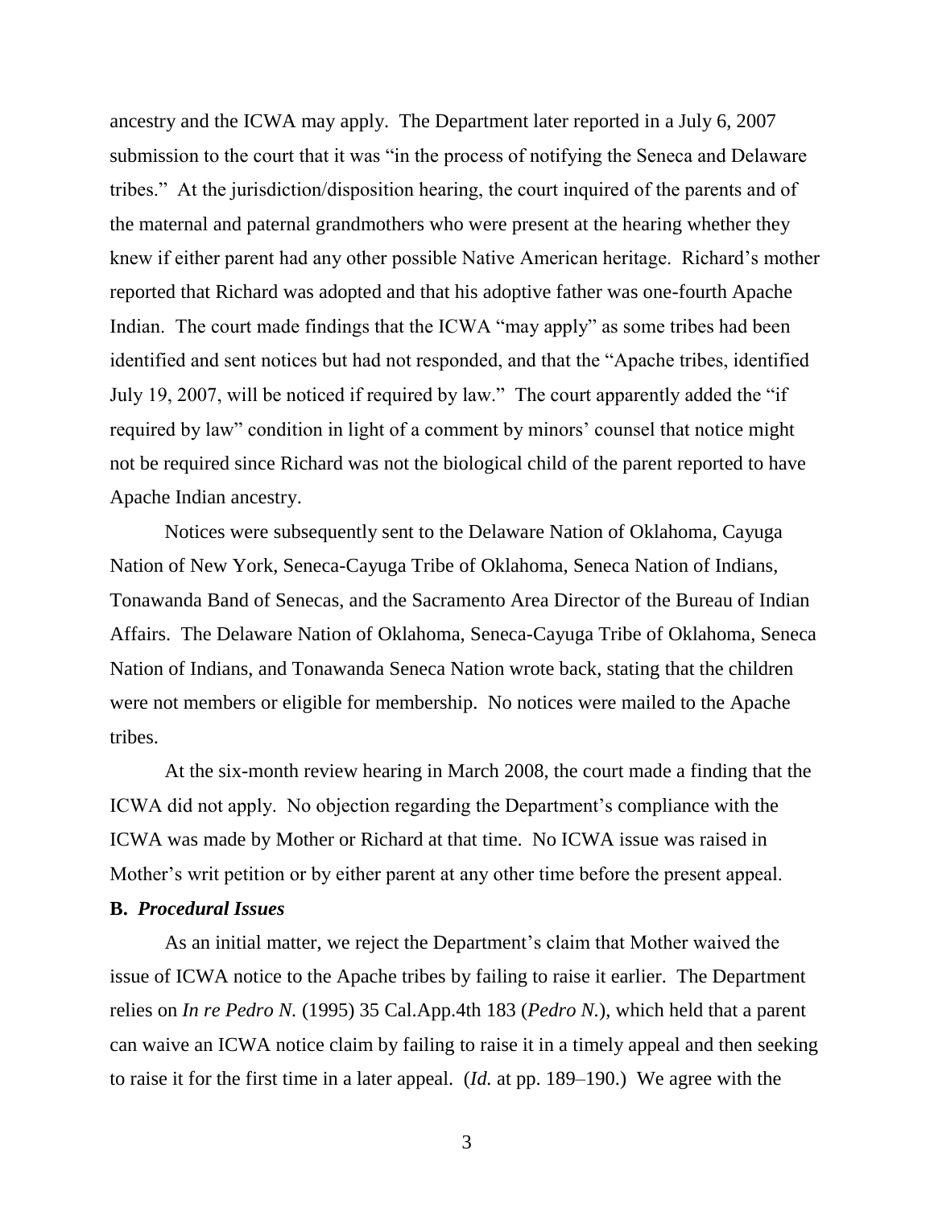ancestry and the ICWA may apply. The Department later reported in a July 6, 2007 submission to the court that it was "in the process of notifying the Seneca and Delaware tribes." At the jurisdiction/disposition hearing, the court inquired of the parents and of the maternal and paternal grandmothers who were present at the hearing whether they knew if either parent had any other possible Native American heritage. Richard's mother reported that Richard was adopted and that his adoptive father was one-fourth Apache Indian. The court made findings that the ICWA "may apply" as some tribes had been identified and sent notices but had not responded, and that the "Apache tribes, identified July 19, 2007, will be noticed if required by law." The court apparently added the "if required by law" condition in light of a comment by minors' counsel that notice might not be required since Richard was not the biological child of the parent reported to have Apache Indian ancestry.

Notices were subsequently sent to the Delaware Nation of Oklahoma, Cayuga Nation of New York, Seneca-Cayuga Tribe of Oklahoma, Seneca Nation of Indians, Tonawanda Band of Senecas, and the Sacramento Area Director of the Bureau of Indian Affairs. The Delaware Nation of Oklahoma, Seneca-Cayuga Tribe of Oklahoma, Seneca Nation of Indians, and Tonawanda Seneca Nation wrote back, stating that the children were not members or eligible for membership. No notices were mailed to the Apache tribes.

At the six-month review hearing in March 2008, the court made a finding that the ICWA did not apply. No objection regarding the Department's compliance with the ICWA was made by Mother or Richard at that time. No ICWA issue was raised in Mother's writ petition or by either parent at any other time before the present appeal.

**B.** ***Procedural Issues***

As an initial matter, we reject the Department's claim that Mother waived the issue of ICWA notice to the Apache tribes by failing to raise it earlier. The Department relies on *In re Pedro N.* (1995) 35 Cal.App.4th 183 (*Pedro N.*), which held that a parent can waive an ICWA notice claim by failing to raise it in a timely appeal and then seeking to raise it for the first time in a later appeal. (*Id.* at pp. 189–190.) We agree with the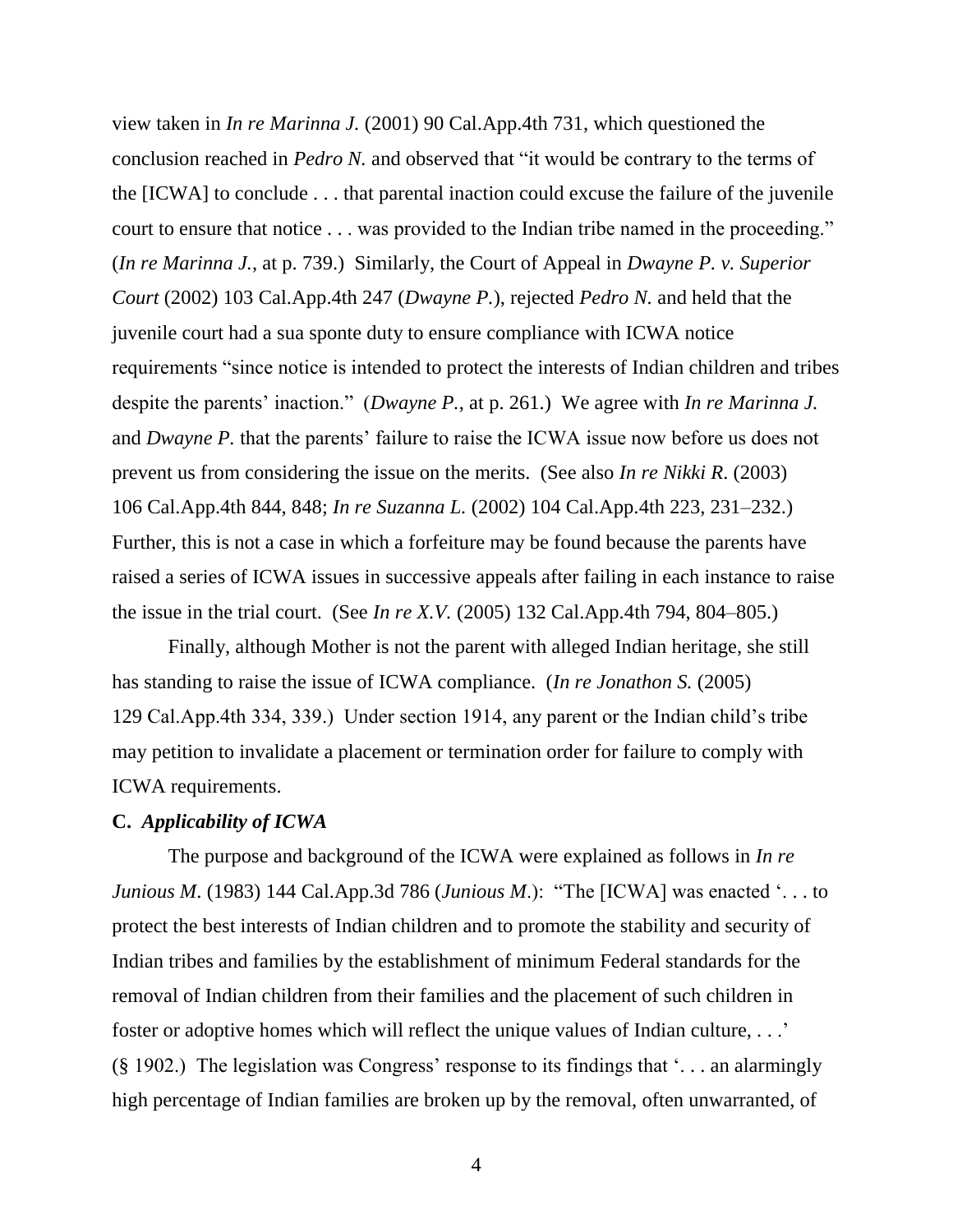view taken in *In re Marinna J.* (2001) 90 Cal.App.4th 731, which questioned the conclusion reached in *Pedro N.* and observed that "it would be contrary to the terms of the [ICWA] to conclude . . . that parental inaction could excuse the failure of the juvenile court to ensure that notice . . . was provided to the Indian tribe named in the proceeding." (*In re Marinna J.*, at p. 739.) Similarly, the Court of Appeal in *Dwayne P. v. Superior Court* (2002) 103 Cal.App.4th 247 (*Dwayne P.*), rejected *Pedro N.* and held that the juvenile court had a sua sponte duty to ensure compliance with ICWA notice requirements "since notice is intended to protect the interests of Indian children and tribes despite the parents' inaction." (*Dwayne P.*, at p. 261.) We agree with *In re Marinna J.* and *Dwayne P.* that the parents' failure to raise the ICWA issue now before us does not prevent us from considering the issue on the merits. (See also *In re Nikki R*. (2003) 106 Cal.App.4th 844, 848; *In re Suzanna L.* (2002) 104 Cal.App.4th 223, 231–232.) Further, this is not a case in which a forfeiture may be found because the parents have raised a series of ICWA issues in successive appeals after failing in each instance to raise the issue in the trial court. (See *In re X.V.* (2005) 132 Cal.App.4th 794, 804–805.)

Finally, although Mother is not the parent with alleged Indian heritage, she still has standing to raise the issue of ICWA compliance. (*In re Jonathon S.* (2005) 129 Cal.App.4th 334, 339.) Under section 1914, any parent or the Indian child's tribe may petition to invalidate a placement or termination order for failure to comply with ICWA requirements.

**C.** ***Applicability of ICWA***

The purpose and background of the ICWA were explained as follows in *In re Junious M*. (1983) 144 Cal.App.3d 786 (*Junious M*.): "The [ICWA] was enacted '. . . to protect the best interests of Indian children and to promote the stability and security of Indian tribes and families by the establishment of minimum Federal standards for the removal of Indian children from their families and the placement of such children in foster or adoptive homes which will reflect the unique values of Indian culture, . . .' (§ 1902.) The legislation was Congress' response to its findings that '. . . an alarmingly high percentage of Indian families are broken up by the removal, often unwarranted, of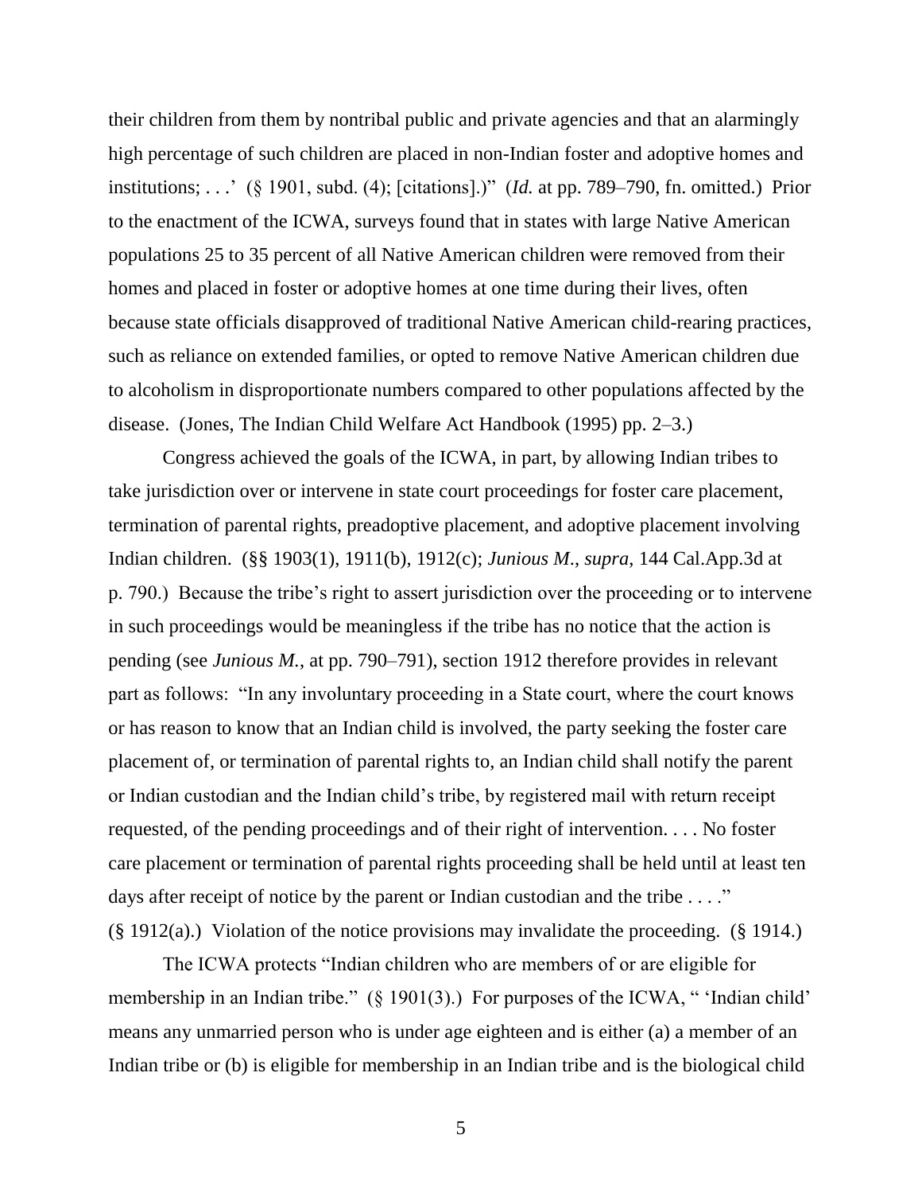their children from them by nontribal public and private agencies and that an alarmingly high percentage of such children are placed in non-Indian foster and adoptive homes and institutions; . . .' (§ 1901, subd. (4); [citations].)" (*Id.* at pp. 789–790, fn. omitted.) Prior to the enactment of the ICWA, surveys found that in states with large Native American populations 25 to 35 percent of all Native American children were removed from their homes and placed in foster or adoptive homes at one time during their lives, often because state officials disapproved of traditional Native American child-rearing practices, such as reliance on extended families, or opted to remove Native American children due to alcoholism in disproportionate numbers compared to other populations affected by the disease. (Jones, The Indian Child Welfare Act Handbook (1995) pp. 2–3.)

Congress achieved the goals of the ICWA, in part, by allowing Indian tribes to take jurisdiction over or intervene in state court proceedings for foster care placement, termination of parental rights, preadoptive placement, and adoptive placement involving Indian children. (§§ 1903(1), 1911(b), 1912(c); *Junious M.*, *supra*, 144 Cal.App.3d at p. 790.) Because the tribe's right to assert jurisdiction over the proceeding or to intervene in such proceedings would be meaningless if the tribe has no notice that the action is pending (see *Junious M.*, at pp. 790–791), section 1912 therefore provides in relevant part as follows: "In any involuntary proceeding in a State court, where the court knows or has reason to know that an Indian child is involved, the party seeking the foster care placement of, or termination of parental rights to, an Indian child shall notify the parent or Indian custodian and the Indian child's tribe, by registered mail with return receipt requested, of the pending proceedings and of their right of intervention. . . . No foster care placement or termination of parental rights proceeding shall be held until at least ten days after receipt of notice by the parent or Indian custodian and the tribe . . . ." (§ 1912(a).) Violation of the notice provisions may invalidate the proceeding. (§ 1914.)

The ICWA protects "Indian children who are members of or are eligible for membership in an Indian tribe." (§ 1901(3).) For purposes of the ICWA, " 'Indian child' means any unmarried person who is under age eighteen and is either (a) a member of an Indian tribe or (b) is eligible for membership in an Indian tribe and is the biological child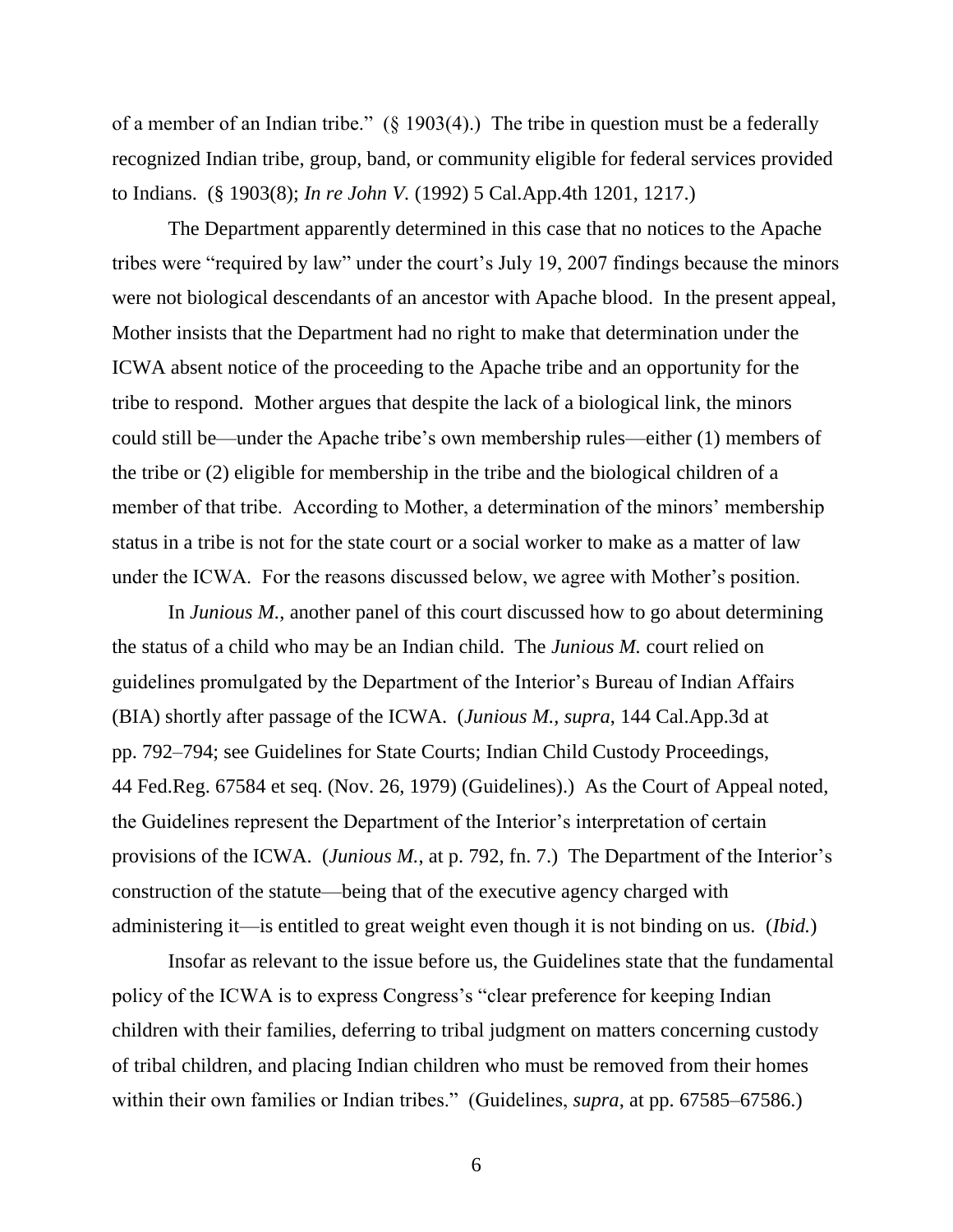of a member of an Indian tribe." (§ 1903(4).) The tribe in question must be a federally recognized Indian tribe, group, band, or community eligible for federal services provided to Indians. (§ 1903(8); *In re John V.* (1992) 5 Cal.App.4th 1201, 1217.)

The Department apparently determined in this case that no notices to the Apache tribes were "required by law" under the court's July 19, 2007 findings because the minors were not biological descendants of an ancestor with Apache blood. In the present appeal, Mother insists that the Department had no right to make that determination under the ICWA absent notice of the proceeding to the Apache tribe and an opportunity for the tribe to respond. Mother argues that despite the lack of a biological link, the minors could still be—under the Apache tribe's own membership rules—either (1) members of the tribe or (2) eligible for membership in the tribe and the biological children of a member of that tribe. According to Mother, a determination of the minors' membership status in a tribe is not for the state court or a social worker to make as a matter of law under the ICWA. For the reasons discussed below, we agree with Mother's position.

In *Junious M.*, another panel of this court discussed how to go about determining the status of a child who may be an Indian child. The *Junious M.* court relied on guidelines promulgated by the Department of the Interior's Bureau of Indian Affairs (BIA) shortly after passage of the ICWA. (*Junious M.*, *supra*, 144 Cal.App.3d at pp. 792–794; see Guidelines for State Courts; Indian Child Custody Proceedings, 44 Fed.Reg. 67584 et seq. (Nov. 26, 1979) (Guidelines).) As the Court of Appeal noted, the Guidelines represent the Department of the Interior's interpretation of certain provisions of the ICWA. (*Junious M.*, at p. 792, fn. 7.) The Department of the Interior's construction of the statute—being that of the executive agency charged with administering it—is entitled to great weight even though it is not binding on us. (*Ibid.*)

Insofar as relevant to the issue before us, the Guidelines state that the fundamental policy of the ICWA is to express Congress's "clear preference for keeping Indian children with their families, deferring to tribal judgment on matters concerning custody of tribal children, and placing Indian children who must be removed from their homes within their own families or Indian tribes." (Guidelines, *supra*, at pp. 67585–67586.)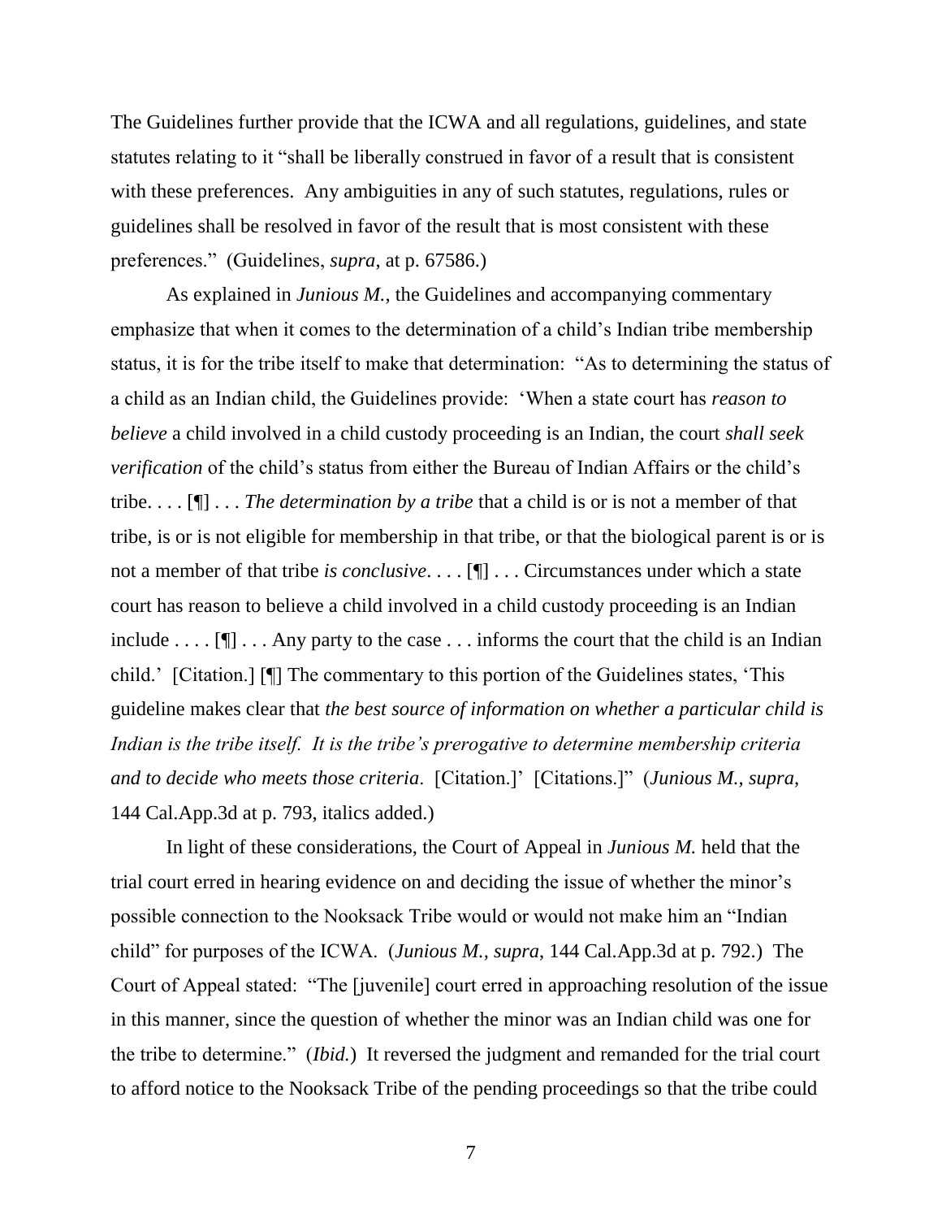The Guidelines further provide that the ICWA and all regulations, guidelines, and state statutes relating to it "shall be liberally construed in favor of a result that is consistent with these preferences. Any ambiguities in any of such statutes, regulations, rules or guidelines shall be resolved in favor of the result that is most consistent with these preferences." (Guidelines, *supra*, at p. 67586.)

As explained in *Junious M.*, the Guidelines and accompanying commentary emphasize that when it comes to the determination of a child's Indian tribe membership status, it is for the tribe itself to make that determination: "As to determining the status of a child as an Indian child, the Guidelines provide: 'When a state court has *reason to believe* a child involved in a child custody proceeding is an Indian, the court *shall seek verification* of the child's status from either the Bureau of Indian Affairs or the child's tribe. . . . [¶] . . . *The determination by a tribe* that a child is or is not a member of that tribe, is or is not eligible for membership in that tribe, or that the biological parent is or is not a member of that tribe *is conclusive*. . . . [¶] . . . Circumstances under which a state court has reason to believe a child involved in a child custody proceeding is an Indian include . . . . [¶] . . . Any party to the case . . . informs the court that the child is an Indian child.' [Citation.] [¶] The commentary to this portion of the Guidelines states, 'This guideline makes clear that *the best source of information on whether a particular child is Indian is the tribe itself. It is the tribe's prerogative to determine membership criteria and to decide who meets those criteria*. [Citation.]' [Citations.]" (*Junious M., supra*, 144 Cal.App.3d at p. 793, italics added.)

In light of these considerations, the Court of Appeal in *Junious M.* held that the trial court erred in hearing evidence on and deciding the issue of whether the minor's possible connection to the Nooksack Tribe would or would not make him an "Indian child" for purposes of the ICWA. (*Junious M., supra*, 144 Cal.App.3d at p. 792.) The Court of Appeal stated: "The [juvenile] court erred in approaching resolution of the issue in this manner, since the question of whether the minor was an Indian child was one for the tribe to determine." (*Ibid.*) It reversed the judgment and remanded for the trial court to afford notice to the Nooksack Tribe of the pending proceedings so that the tribe could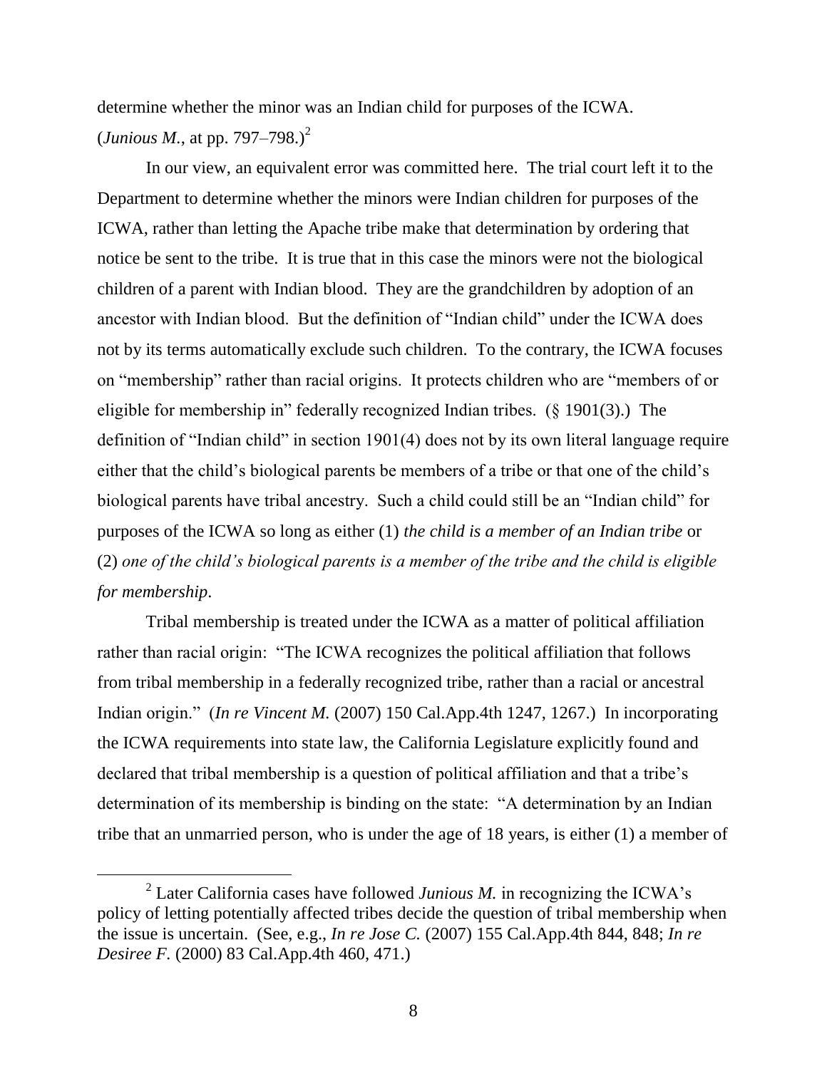determine whether the minor was an Indian child for purposes of the ICWA. (*Junious M.*, at pp. 797–798.)[2]

In our view, an equivalent error was committed here. The trial court left it to the Department to determine whether the minors were Indian children for purposes of the ICWA, rather than letting the Apache tribe make that determination by ordering that notice be sent to the tribe. It is true that in this case the minors were not the biological children of a parent with Indian blood. They are the grandchildren by adoption of an ancestor with Indian blood. But the definition of "Indian child" under the ICWA does not by its terms automatically exclude such children. To the contrary, the ICWA focuses on "membership" rather than racial origins. It protects children who are "members of or eligible for membership in" federally recognized Indian tribes. (§ 1901(3).) The definition of "Indian child" in section 1901(4) does not by its own literal language require either that the child's biological parents be members of a tribe or that one of the child's biological parents have tribal ancestry. Such a child could still be an "Indian child" for purposes of the ICWA so long as either (1) *the child is a member of an Indian tribe* or (2) *one of the child's biological parents is a member of the tribe and the child is eligible for membership*.

Tribal membership is treated under the ICWA as a matter of political affiliation rather than racial origin: "The ICWA recognizes the political affiliation that follows from tribal membership in a federally recognized tribe, rather than a racial or ancestral Indian origin." (*In re Vincent M.* (2007) 150 Cal.App.4th 1247, 1267.) In incorporating the ICWA requirements into state law, the California Legislature explicitly found and declared that tribal membership is a question of political affiliation and that a tribe's determination of its membership is binding on the state: "A determination by an Indian tribe that an unmarried person, who is under the age of 18 years, is either (1) a member of

---

[2] Later California cases have followed *Junious M.* in recognizing the ICWA's policy of letting potentially affected tribes decide the question of tribal membership when the issue is uncertain. (See, e.g., *In re Jose C.* (2007) 155 Cal.App.4th 844, 848; *In re Desiree F.* (2000) 83 Cal.App.4th 460, 471.)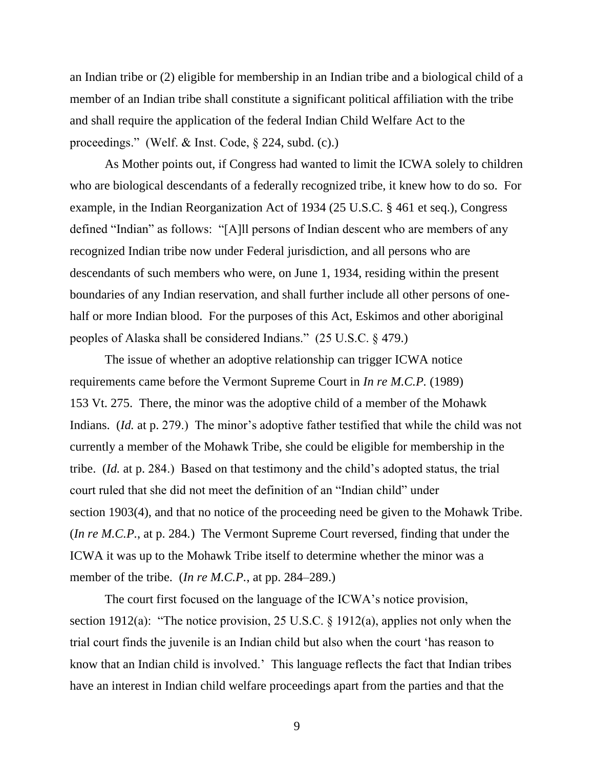an Indian tribe or (2) eligible for membership in an Indian tribe and a biological child of a member of an Indian tribe shall constitute a significant political affiliation with the tribe and shall require the application of the federal Indian Child Welfare Act to the proceedings." (Welf. & Inst. Code, § 224, subd. (c).)

As Mother points out, if Congress had wanted to limit the ICWA solely to children who are biological descendants of a federally recognized tribe, it knew how to do so. For example, in the Indian Reorganization Act of 1934 (25 U.S.C. § 461 et seq.), Congress defined "Indian" as follows: "[A]ll persons of Indian descent who are members of any recognized Indian tribe now under Federal jurisdiction, and all persons who are descendants of such members who were, on June 1, 1934, residing within the present boundaries of any Indian reservation, and shall further include all other persons of one-half or more Indian blood. For the purposes of this Act, Eskimos and other aboriginal peoples of Alaska shall be considered Indians." (25 U.S.C. § 479.)

The issue of whether an adoptive relationship can trigger ICWA notice requirements came before the Vermont Supreme Court in *In re M.C.P.* (1989) 153 Vt. 275. There, the minor was the adoptive child of a member of the Mohawk Indians. (*Id.* at p. 279.) The minor's adoptive father testified that while the child was not currently a member of the Mohawk Tribe, she could be eligible for membership in the tribe. (*Id.* at p. 284.) Based on that testimony and the child's adopted status, the trial court ruled that she did not meet the definition of an "Indian child" under section 1903(4), and that no notice of the proceeding need be given to the Mohawk Tribe. (*In re M.C.P.*, at p. 284.) The Vermont Supreme Court reversed, finding that under the ICWA it was up to the Mohawk Tribe itself to determine whether the minor was a member of the tribe. (*In re M.C.P.*, at pp. 284–289.)

The court first focused on the language of the ICWA's notice provision, section 1912(a): "The notice provision, 25 U.S.C. § 1912(a), applies not only when the trial court finds the juvenile is an Indian child but also when the court 'has reason to know that an Indian child is involved.' This language reflects the fact that Indian tribes have an interest in Indian child welfare proceedings apart from the parties and that the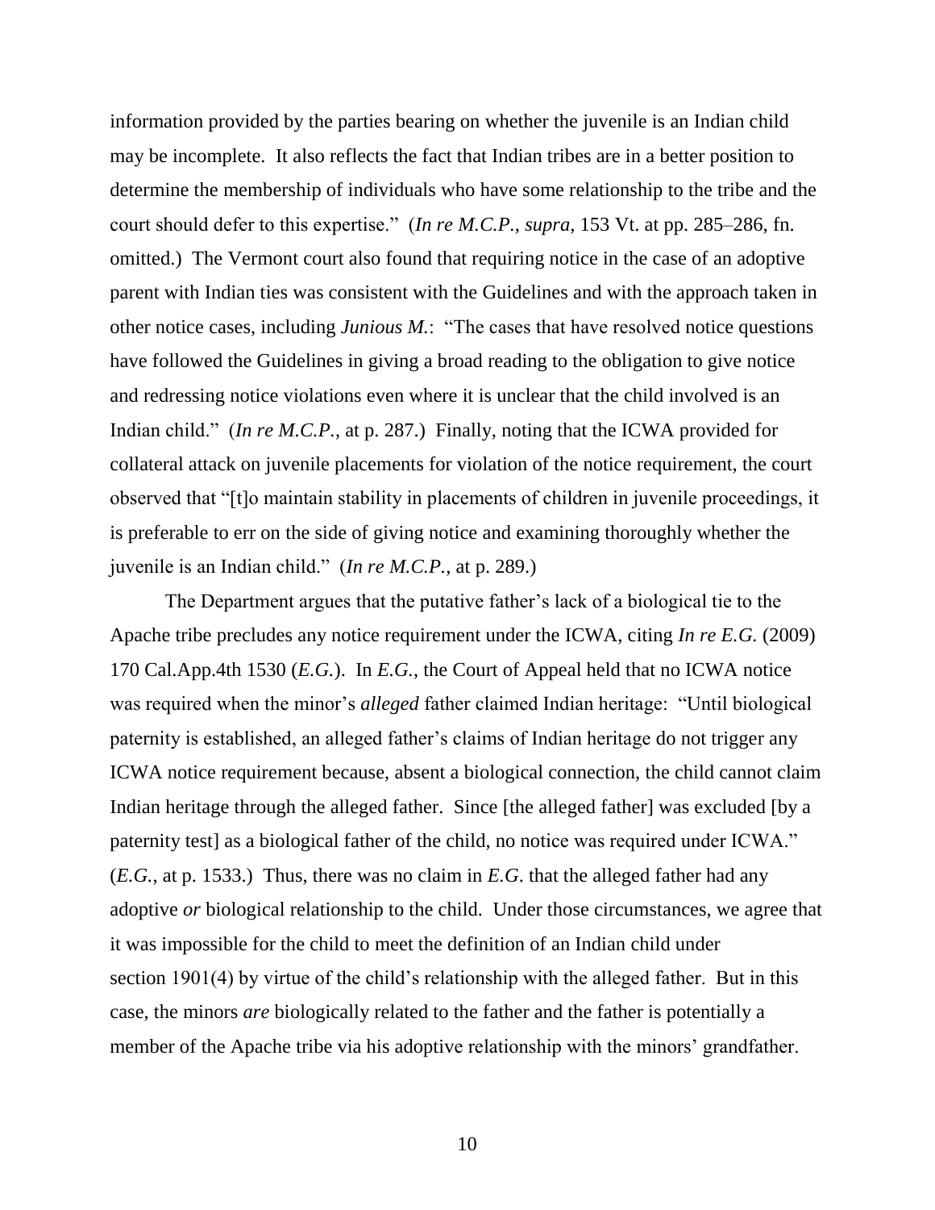information provided by the parties bearing on whether the juvenile is an Indian child may be incomplete. It also reflects the fact that Indian tribes are in a better position to determine the membership of individuals who have some relationship to the tribe and the court should defer to this expertise." (*In re M.C.P.*, *supra*, 153 Vt. at pp. 285–286, fn. omitted.) The Vermont court also found that requiring notice in the case of an adoptive parent with Indian ties was consistent with the Guidelines and with the approach taken in other notice cases, including *Junious M.*: "The cases that have resolved notice questions have followed the Guidelines in giving a broad reading to the obligation to give notice and redressing notice violations even where it is unclear that the child involved is an Indian child." (*In re M.C.P.*, at p. 287.) Finally, noting that the ICWA provided for collateral attack on juvenile placements for violation of the notice requirement, the court observed that "[t]o maintain stability in placements of children in juvenile proceedings, it is preferable to err on the side of giving notice and examining thoroughly whether the juvenile is an Indian child." (*In re M.C.P.*, at p. 289.)

The Department argues that the putative father's lack of a biological tie to the Apache tribe precludes any notice requirement under the ICWA, citing *In re E.G.* (2009) 170 Cal.App.4th 1530 (*E.G.*). In *E.G.*, the Court of Appeal held that no ICWA notice was required when the minor's *alleged* father claimed Indian heritage: "Until biological paternity is established, an alleged father's claims of Indian heritage do not trigger any ICWA notice requirement because, absent a biological connection, the child cannot claim Indian heritage through the alleged father. Since [the alleged father] was excluded [by a paternity test] as a biological father of the child, no notice was required under ICWA." (*E.G.*, at p. 1533.) Thus, there was no claim in *E.G.* that the alleged father had any adoptive *or* biological relationship to the child. Under those circumstances, we agree that it was impossible for the child to meet the definition of an Indian child under section 1901(4) by virtue of the child's relationship with the alleged father. But in this case, the minors *are* biologically related to the father and the father is potentially a member of the Apache tribe via his adoptive relationship with the minors' grandfather.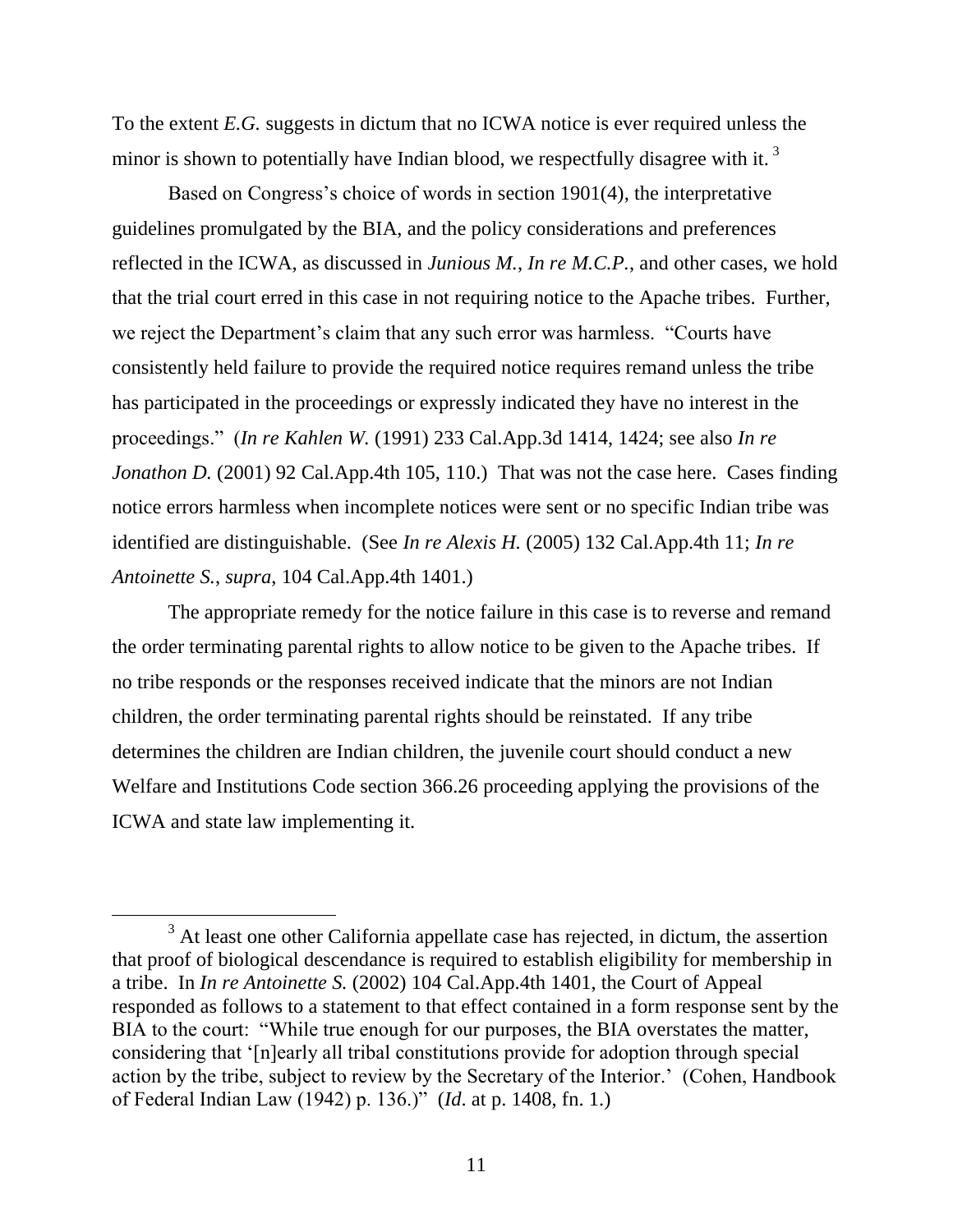To the extent *E.G.* suggests in dictum that no ICWA notice is ever required unless the minor is shown to potentially have Indian blood, we respectfully disagree with it.[3]

Based on Congress's choice of words in section 1901(4), the interpretative guidelines promulgated by the BIA, and the policy considerations and preferences reflected in the ICWA, as discussed in *Junious M.*, *In re M.C.P.*, and other cases, we hold that the trial court erred in this case in not requiring notice to the Apache tribes. Further, we reject the Department's claim that any such error was harmless. "Courts have consistently held failure to provide the required notice requires remand unless the tribe has participated in the proceedings or expressly indicated they have no interest in the proceedings." (*In re Kahlen W.* (1991) 233 Cal.App.3d 1414, 1424; see also *In re Jonathon D.* (2001) 92 Cal.App.4th 105, 110.) That was not the case here. Cases finding notice errors harmless when incomplete notices were sent or no specific Indian tribe was identified are distinguishable. (See *In re Alexis H.* (2005) 132 Cal.App.4th 11; *In re Antoinette S.*, *supra*, 104 Cal.App.4th 1401.)

The appropriate remedy for the notice failure in this case is to reverse and remand the order terminating parental rights to allow notice to be given to the Apache tribes. If no tribe responds or the responses received indicate that the minors are not Indian children, the order terminating parental rights should be reinstated. If any tribe determines the children are Indian children, the juvenile court should conduct a new Welfare and Institutions Code section 366.26 proceeding applying the provisions of the ICWA and state law implementing it.

---

[3] At least one other California appellate case has rejected, in dictum, the assertion that proof of biological descendance is required to establish eligibility for membership in a tribe. In *In re Antoinette S.* (2002) 104 Cal.App.4th 1401, the Court of Appeal responded as follows to a statement to that effect contained in a form response sent by the BIA to the court: "While true enough for our purposes, the BIA overstates the matter, considering that '[n]early all tribal constitutions provide for adoption through special action by the tribe, subject to review by the Secretary of the Interior.' (Cohen, Handbook of Federal Indian Law (1942) p. 136.)" (*Id*. at p. 1408, fn. 1.)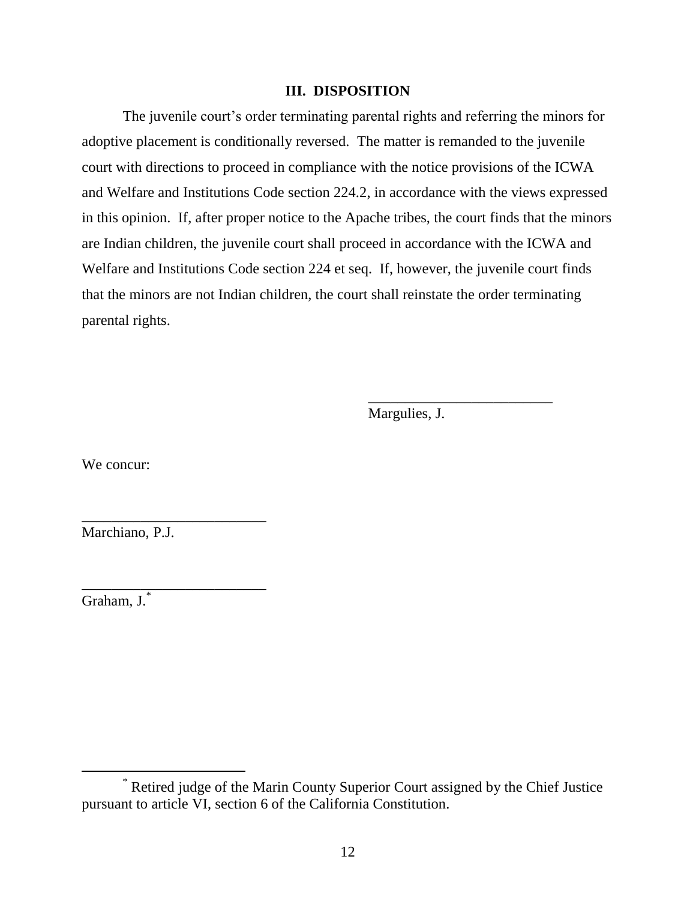## III. DISPOSITION

The juvenile court's order terminating parental rights and referring the minors for adoptive placement is conditionally reversed. The matter is remanded to the juvenile court with directions to proceed in compliance with the notice provisions of the ICWA and Welfare and Institutions Code section 224.2, in accordance with the views expressed in this opinion. If, after proper notice to the Apache tribes, the court finds that the minors are Indian children, the juvenile court shall proceed in accordance with the ICWA and Welfare and Institutions Code section 224 et seq. If, however, the juvenile court finds that the minors are not Indian children, the court shall reinstate the order terminating parental rights.

_________________________
Margulies, J.

We concur:

_________________________
Marchiano, P.J.

_________________________
Graham, J.*

---

\* Retired judge of the Marin County Superior Court assigned by the Chief Justice pursuant to article VI, section 6 of the California Constitution.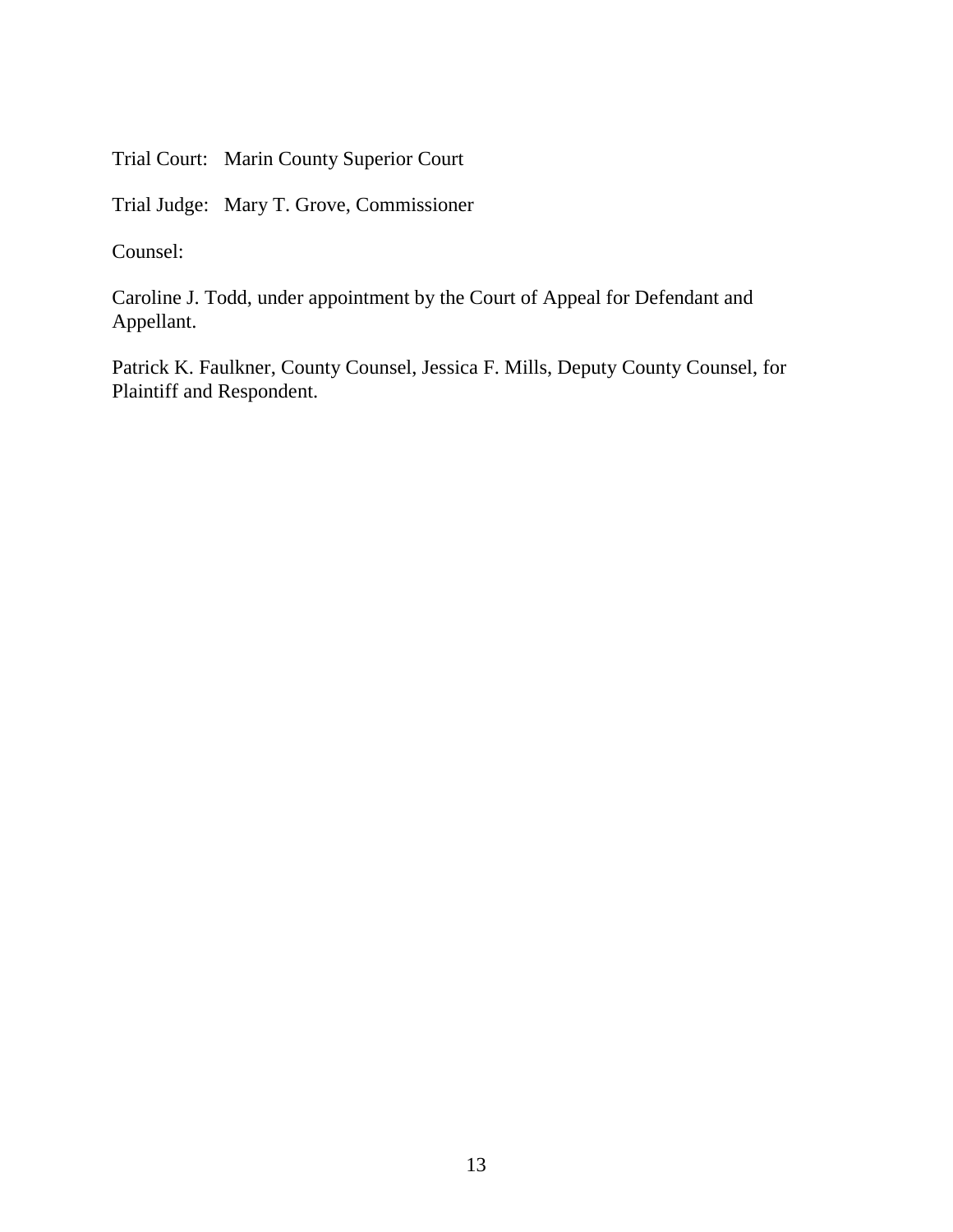Trial Court: Marin County Superior Court

Trial Judge: Mary T. Grove, Commissioner

Counsel:

Caroline J. Todd, under appointment by the Court of Appeal for Defendant and Appellant.

Patrick K. Faulkner, County Counsel, Jessica F. Mills, Deputy County Counsel, for Plaintiff and Respondent.